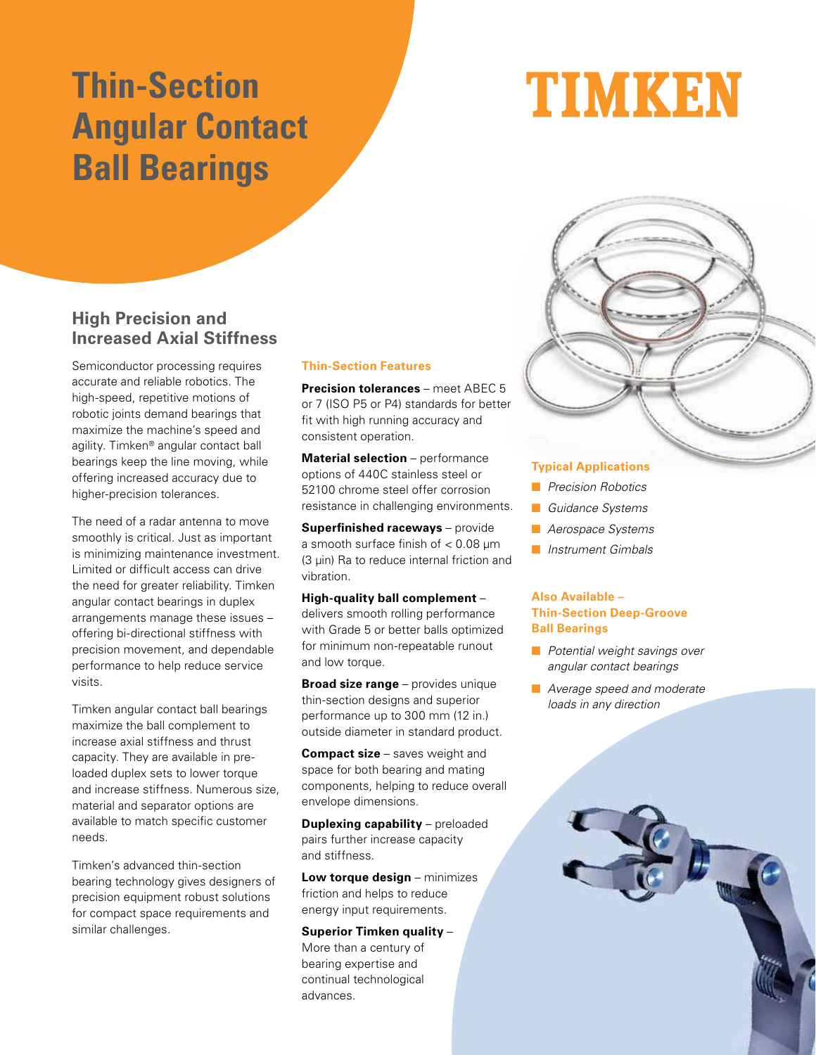# Thin-Section Angular Contact Ball Bearings

TIMKEN

## High Precision and Increased Axial Stiffness

Semiconductor processing requires accurate and reliable robotics. The high-speed, repetitive motions of robotic joints demand bearings that maximize the machine's speed and agility. Timken® angular contact ball bearings keep the line moving, while offering increased accuracy due to higher-precision tolerances.

The need of a radar antenna to move smoothly is critical. Just as important is minimizing maintenance investment. Limited or difficult access can drive the need for greater reliability. Timken angular contact bearings in duplex arrangements manage these issues – offering bi-directional stiffness with precision movement, and dependable performance to help reduce service visits.

Timken angular contact ball bearings maximize the ball complement to increase axial stiffness and thrust capacity. They are available in pre-loaded duplex sets to lower torque and increase stiffness. Numerous size, material and separator options are available to match specific customer needs.

Timken's advanced thin-section bearing technology gives designers of precision equipment robust solutions for compact space requirements and similar challenges.

### Thin-Section Features

**Precision tolerances** – meet ABEC 5 or 7 (ISO P5 or P4) standards for better fit with high running accuracy and consistent operation.

**Material selection** – performance options of 440C stainless steel or 52100 chrome steel offer corrosion resistance in challenging environments.

**Superfinished raceways** – provide a smooth surface finish of < 0.08 µm (3 µin) Ra to reduce internal friction and vibration.

**High-quality ball complement** – delivers smooth rolling performance with Grade 5 or better balls optimized for minimum non-repeatable runout and low torque.

**Broad size range** – provides unique thin-section designs and superior performance up to 300 mm (12 in.) outside diameter in standard product.

**Compact size** – saves weight and space for both bearing and mating components, helping to reduce overall envelope dimensions.

**Duplexing capability** – preloaded pairs further increase capacity and stiffness.

**Low torque design** – minimizes friction and helps to reduce energy input requirements.

**Superior Timken quality** – More than a century of bearing expertise and continual technological advances.

### Typical Applications

- *Precision Robotics*
- *Guidance Systems*
- *Aerospace Systems*
- *Instrument Gimbals*

### Also Available – Thin-Section Deep-Groove Ball Bearings

- *Potential weight savings over angular contact bearings*
- *Average speed and moderate loads in any direction*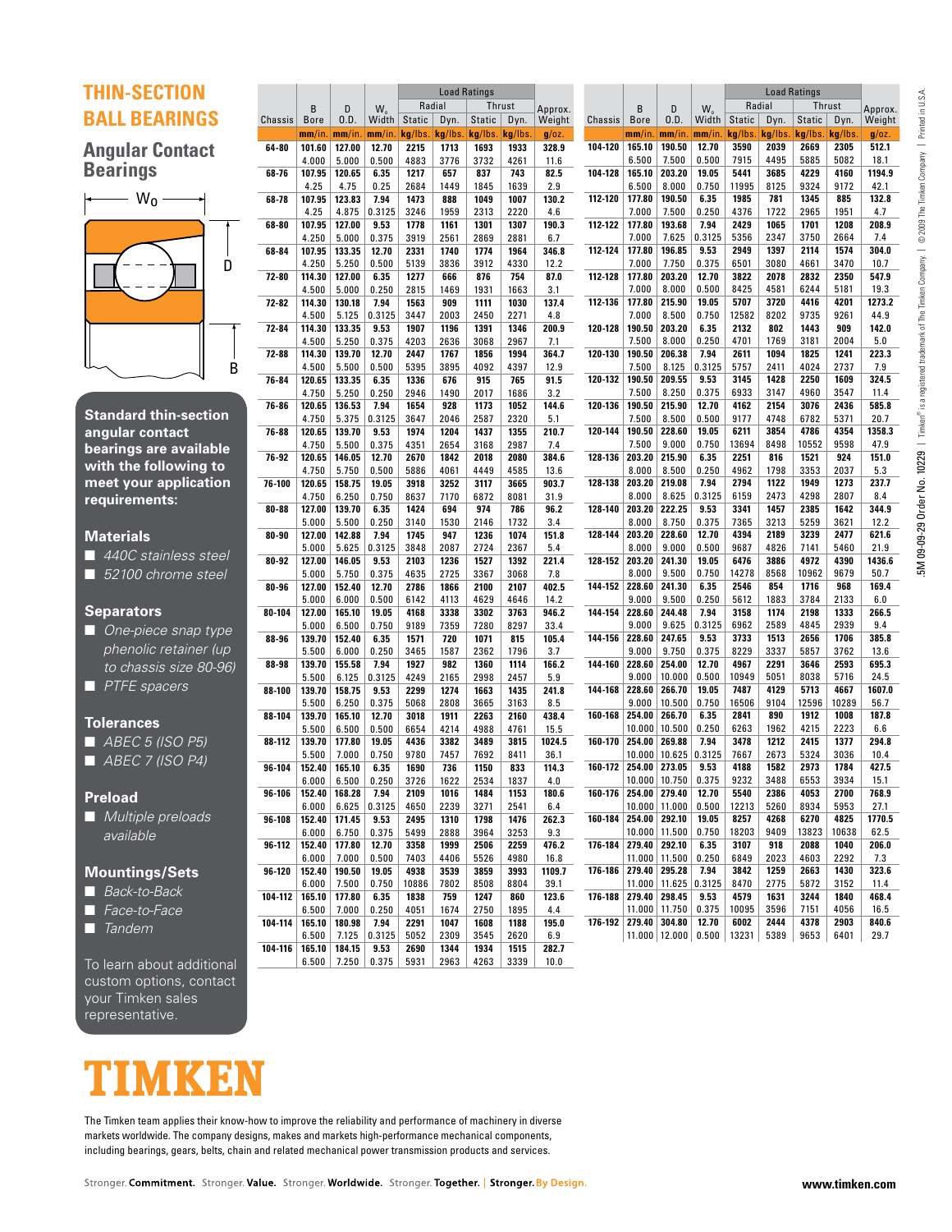# THIN-SECTION BALL BEARINGS

## Angular Contact Bearings

$W_0$

D

B

| Chassis | B Bore | D O.D. | $W_o$ Width | Load Ratings Radial Static | | Thrust Static | Dyn. | Approx. Weight |
|---|---|---|---|---|---|---|---|---|
| | | | | Static | Dyn. | Static | Dyn. | |
| | mm/in. | mm/in. | mm/in. | kg/lbs. | kg/lbs. | kg/lbs. | kg/lbs. | g/oz. |
| 64-80 | 101.60 / 4.000 | 127.00 / 5.000 | 12.70 / 0.500 | 2215 / 4883 | 1713 / 3776 | 1693 / 3732 | 1933 / 4261 | 328.9 / 11.6 |
| 68-76 | 107.95 / 4.25 | 120.65 / 4.75 | 6.35 / 0.25 | 1217 / 2684 | 657 / 1449 | 837 / 1845 | 743 / 1639 | 82.5 / 2.9 |
| 68-78 | 107.95 / 4.25 | 123.83 / 4.875 | 7.94 / 0.3125 | 1473 / 3246 | 888 / 1959 | 1049 / 2313 | 1007 / 2220 | 130.2 / 4.6 |
| 68-80 | 107.95 / 4.250 | 127.00 / 5.000 | 9.53 / 0.375 | 1778 / 3919 | 1161 / 2561 | 1301 / 2869 | 1307 / 2881 | 190.3 / 6.7 |
| 68-84 | 107.95 / 4.250 | 133.35 / 5.250 | 12.70 / 0.500 | 2331 / 5139 | 1740 / 3836 | 1774 / 3912 | 1964 / 4330 | 346.8 / 12.2 |
| 72-80 | 114.30 / 4.500 | 127.00 / 5.000 | 6.35 / 0.250 | 1277 / 2815 | 666 / 1469 | 876 / 1931 | 754 / 1663 | 87.0 / 3.1 |
| 72-82 | 114.30 / 4.500 | 130.18 / 5.125 | 7.94 / 0.3125 | 1563 / 3447 | 909 / 2003 | 1111 / 2450 | 1030 / 2271 | 137.4 / 4.8 |
| 72-84 | 114.30 / 4.500 | 133.35 / 5.250 | 9.53 / 0.375 | 1907 / 4203 | 1196 / 2636 | 1391 / 3068 | 1346 / 2967 | 200.9 / 7.1 |
| 72-88 | 114.30 / 4.500 | 139.70 / 5.500 | 12.70 / 0.500 | 2447 / 5395 | 1767 / 3895 | 1856 / 4092 | 1994 / 4397 | 364.7 / 12.9 |
| 76-84 | 120.65 / 4.750 | 133.35 / 5.250 | 6.35 / 0.250 | 1336 / 2946 | 676 / 1490 | 915 / 2017 | 765 / 1686 | 91.5 / 3.2 |
| 76-86 | 120.65 / 4.750 | 136.53 / 5.375 | 7.94 / 0.3125 | 1654 / 3647 | 928 / 2046 | 1173 / 2587 | 1052 / 2320 | 144.6 / 5.1 |
| 76-88 | 120.65 / 4.750 | 139.70 / 5.500 | 9.53 / 0.375 | 1974 / 4351 | 1204 / 2654 | 1437 / 3168 | 1355 / 2987 | 210.7 / 7.4 |
| 76-92 | 120.65 / 4.750 | 146.05 / 5.750 | 12.70 / 0.500 | 2670 / 5886 | 1842 / 4061 | 2018 / 4449 | 2080 / 4585 | 384.6 / 13.6 |
| 76-100 | 120.65 / 4.750 | 158.75 / 6.250 | 19.05 / 0.750 | 3918 / 8637 | 3252 / 7170 | 3117 / 6872 | 3665 / 8081 | 903.7 / 31.9 |
| 80-88 | 127.00 / 5.000 | 139.70 / 5.500 | 6.35 / 0.250 | 1424 / 3140 | 694 / 1530 | 974 / 2146 | 786 / 1732 | 96.2 / 3.4 |
| 80-90 | 127.00 / 5.000 | 142.88 / 5.625 | 7.94 / 0.3125 | 1745 / 3848 | 947 / 2087 | 1236 / 2724 | 1074 / 2367 | 151.8 / 5.4 |
| 80-92 | 127.00 / 5.000 | 146.05 / 5.750 | 9.53 / 0.375 | 2103 / 4635 | 1236 / 2725 | 1527 / 3367 | 1392 / 3068 | 221.4 / 7.8 |
| 80-96 | 127.00 / 5.000 | 152.40 / 6.000 | 12.70 / 0.500 | 2786 / 6142 | 1866 / 4113 | 2100 / 4629 | 2107 / 4646 | 402.5 / 14.2 |
| 80-104 | 127.00 / 5.000 | 165.10 / 6.500 | 19.05 / 0.750 | 4168 / 9189 | 3338 / 7359 | 3302 / 7280 | 3763 / 8297 | 946.2 / 33.4 |
| 88-96 | 139.70 / 5.500 | 152.40 / 6.000 | 6.35 / 0.250 | 1571 / 3465 | 720 / 1587 | 1071 / 2362 | 815 / 1796 | 105.4 / 3.7 |
| 88-98 | 139.70 / 5.500 | 155.58 / 6.125 | 7.94 / 0.3125 | 1927 / 4249 | 982 / 2165 | 1360 / 2998 | 1114 / 2457 | 166.2 / 5.9 |
| 88-100 | 139.70 / 5.500 | 158.75 / 6.250 | 9.53 / 0.375 | 2299 / 5068 | 1274 / 2808 | 1663 / 3665 | 1435 / 3163 | 241.8 / 8.5 |
| 88-104 | 139.70 / 5.500 | 165.10 / 6.500 | 12.70 / 0.500 | 3018 / 6654 | 1911 / 4214 | 2263 / 4988 | 2160 / 4761 | 438.4 / 15.5 |
| 88-112 | 139.70 / 5.500 | 177.80 / 7.000 | 19.05 / 0.750 | 4436 / 9780 | 3382 / 7457 | 3489 / 7692 | 3815 / 8411 | 1024.5 / 36.1 |
| 96-104 | 152.40 / 6.000 | 165.10 / 6.500 | 6.35 / 0.250 | 1690 / 3726 | 736 / 1622 | 1150 / 2534 | 833 / 1837 | 114.3 / 4.0 |
| 96-106 | 152.40 / 6.000 | 168.28 / 6.625 | 7.94 / 0.3125 | 2109 / 4650 | 1016 / 2239 | 1484 / 3271 | 1153 / 2541 | 180.6 / 6.4 |
| 96-108 | 152.40 / 6.000 | 171.45 / 6.750 | 9.53 / 0.375 | 2495 / 5499 | 1310 / 2888 | 1798 / 3964 | 1476 / 3253 | 262.3 / 9.3 |
| 96-112 | 152.40 / 6.000 | 177.80 / 7.000 | 12.70 / 0.500 | 3358 / 7403 | 1999 / 4406 | 2506 / 5526 | 2259 / 4980 | 476.2 / 16.8 |
| 96-120 | 152.40 / 6.000 | 190.50 / 7.500 | 19.05 / 0.750 | 4938 / 10886 | 3539 / 7802 | 3859 / 8508 | 3993 / 8804 | 1109.7 / 39.1 |
| 104-112 | 165.10 / 6.500 | 177.80 / 7.000 | 6.35 / 0.250 | 1838 / 4051 | 759 / 1674 | 1247 / 2750 | 860 / 1895 | 123.6 / 4.4 |
| 104-114 | 165.10 / 6.500 | 180.98 / 7.125 | 7.94 / 0.3125 | 2291 / 5052 | 1047 / 2309 | 1608 / 3545 | 1188 / 2620 | 195.0 / 6.9 |
| 104-116 | 165.10 / 6.500 | 184.15 / 7.250 | 9.53 / 0.375 | 2690 / 5931 | 1344 / 2963 | 1934 / 4263 | 1515 / 3339 | 282.7 / 10.0 |
| 104-120 | 165.10 / 6.500 | 190.50 / 7.500 | 12.70 / 0.500 | 3590 / 7915 | 2039 / 4495 | 2669 / 5885 | 2305 / 5082 | 512.1 / 18.1 |
| 104-128 | 165.10 / 6.500 | 203.20 / 8.000 | 19.05 / 0.750 | 5441 / 11995 | 3685 / 8125 | 4229 / 9324 | 4160 / 9172 | 1194.9 / 42.1 |
| 112-120 | 177.80 / 7.000 | 190.50 / 7.500 | 6.35 / 0.250 | 1985 / 4376 | 781 / 1722 | 1345 / 2965 | 885 / 1951 | 132.8 / 4.7 |
| 112-122 | 177.80 / 7.000 | 193.68 / 7.625 | 7.94 / 0.3125 | 2429 / 5356 | 1065 / 2347 | 1701 / 3750 | 1208 / 2664 | 208.9 / 7.4 |
| 112-124 | 177.80 / 7.000 | 196.85 / 7.750 | 9.53 / 0.375 | 2949 / 6501 | 1397 / 3080 | 2114 / 4661 | 1574 / 3470 | 304.0 / 10.7 |
| 112-128 | 177.80 / 7.000 | 203.20 / 8.000 | 12.70 / 0.500 | 3822 / 8425 | 2078 / 4581 | 2832 / 6244 | 2350 / 5181 | 547.9 / 19.3 |
| 112-136 | 177.80 / 7.000 | 215.90 / 8.500 | 19.05 / 0.750 | 5707 / 12582 | 3720 / 8202 | 4416 / 9735 | 4201 / 9261 | 1273.2 / 44.9 |
| 120-128 | 190.50 / 7.500 | 203.20 / 8.000 | 6.35 / 0.250 | 2132 / 4701 | 802 / 1769 | 1443 / 3181 | 909 / 2004 | 142.0 / 5.0 |
| 120-130 | 190.50 / 7.500 | 206.38 / 8.125 | 7.94 / 0.3125 | 2611 / 5757 | 1094 / 2411 | 1825 / 4024 | 1241 / 2737 | 223.3 / 7.9 |
| 120-132 | 190.50 / 7.500 | 209.55 / 8.250 | 9.53 / 0.375 | 3145 / 6933 | 1428 / 3147 | 2250 / 4960 | 1609 / 3547 | 324.5 / 11.4 |
| 120-136 | 190.50 / 7.500 | 215.90 / 8.500 | 12.70 / 0.500 | 4162 / 9177 | 2154 / 4748 | 3076 / 6782 | 2436 / 5371 | 585.8 / 20.7 |
| 120-144 | 190.50 / 7.500 | 228.60 / 9.000 | 19.05 / 0.750 | 6211 / 13694 | 3854 / 8498 | 4786 / 10552 | 4354 / 9598 | 1358.3 / 47.9 |
| 128-136 | 203.20 / 8.000 | 215.90 / 8.500 | 6.35 / 0.250 | 2251 / 4962 | 816 / 1798 | 1521 / 3353 | 924 / 2037 | 151.0 / 5.3 |
| 128-138 | 203.20 / 8.000 | 219.08 / 8.625 | 7.94 / 0.3125 | 2794 / 6159 | 1122 / 2473 | 1949 / 4298 | 1273 / 2807 | 237.7 / 8.4 |
| 128-140 | 203.20 / 8.000 | 222.25 / 8.750 | 9.53 / 0.375 | 3341 / 7365 | 1457 / 3213 | 2385 / 5259 | 1642 / 3621 | 344.9 / 12.2 |
| 128-144 | 203.20 / 8.000 | 228.60 / 9.000 | 12.70 / 0.500 | 4394 / 9687 | 2189 / 4826 | 3239 / 7141 | 2477 / 5460 | 621.6 / 21.9 |
| 128-152 | 203.20 / 8.000 | 241.30 / 9.500 | 19.05 / 0.750 | 6476 / 14278 | 3886 / 8568 | 4972 / 10962 | 4390 / 9679 | 1436.6 / 50.7 |
| 144-152 | 228.60 / 9.000 | 241.30 / 9.500 | 6.35 / 0.250 | 2546 / 5612 | 854 / 1883 | 1716 / 3784 | 968 / 2133 | 169.4 / 6.0 |
| 144-154 | 228.60 / 9.000 | 244.48 / 9.625 | 7.94 / 0.3125 | 3158 / 6962 | 1174 / 2589 | 2198 / 4845 | 1333 / 2939 | 266.5 / 9.4 |
| 144-156 | 228.60 / 9.000 | 247.65 / 9.750 | 9.53 / 0.375 | 3733 / 8229 | 1513 / 3337 | 2656 / 5857 | 1706 / 3762 | 385.8 / 13.6 |
| 144-160 | 228.60 / 9.000 | 254.00 / 10.000 | 12.70 / 0.500 | 4967 / 10949 | 2291 / 5051 | 3646 / 8038 | 2593 / 5716 | 695.3 / 24.5 |
| 144-168 | 228.60 / 9.000 | 266.70 / 10.500 | 19.05 / 0.750 | 7487 / 16506 | 4129 / 9104 | 5713 / 12596 | 4667 / 10289 | 1607.0 / 56.7 |
| 160-168 | 254.00 / 10.000 | 266.70 / 10.500 | 6.35 / 0.250 | 2841 / 6263 | 890 / 1962 | 1912 / 4215 | 1008 / 2223 | 187.8 / 6.6 |
| 160-170 | 254.00 / 10.000 | 269.88 / 10.625 | 7.94 / 0.3125 | 3478 / 7667 | 1212 / 2673 | 2415 / 5324 | 1377 / 3036 | 294.8 / 10.4 |
| 160-172 | 254.00 / 10.000 | 273.05 / 10.750 | 9.53 / 0.375 | 4188 / 9232 | 1582 / 3488 | 2973 / 6553 | 1784 / 3934 | 427.5 / 15.1 |
| 160-176 | 254.00 / 10.000 | 279.40 / 11.000 | 12.70 / 0.500 | 5540 / 12213 | 2386 / 5260 | 4053 / 8934 | 2700 / 5953 | 768.9 / 27.1 |
| 160-184 | 254.00 / 10.000 | 292.10 / 11.500 | 19.05 / 0.750 | 8257 / 18203 | 4268 / 9409 | 6270 / 13823 | 4825 / 10638 | 1770.5 / 62.5 |
| 176-184 | 279.40 / 11.000 | 292.10 / 11.500 | 6.35 / 0.250 | 3107 / 6849 | 918 / 2023 | 2088 / 4603 | 1040 / 2292 | 206.0 / 7.3 |
| 176-186 | 279.40 / 11.000 | 295.28 / 11.625 | 7.94 / 0.3125 | 3842 / 8470 | 1259 / 2775 | 2663 / 5872 | 1430 / 3152 | 323.6 / 11.4 |
| 176-188 | 279.40 / 11.000 | 298.45 / 11.750 | 9.53 / 0.375 | 4579 / 10095 | 1631 / 3596 | 3244 / 7151 | 1840 / 4056 | 468.4 / 16.5 |
| 176-192 | 279.40 / 11.000 | 304.80 / 12.000 | 12.70 / 0.500 | 6002 / 13231 | 2444 / 5389 | 4378 / 9653 | 2903 / 6401 | 840.6 / 29.7 |

### Standard thin-section angular contact bearings are available with the following to meet your application requirements:

### Materials
- 440C stainless steel
- 52100 chrome steel

### Separators
- One-piece snap type phenolic retainer (up to chassis size 80-96)
- PTFE spacers

### Tolerances
- ABEC 5 (ISO P5)
- ABEC 7 (ISO P4)

### Preload
- Multiple preloads available

### Mountings/Sets
- Back-to-Back
- Face-to-Face
- Tandem

To learn about additional custom options, contact your Timken sales representative.

# TIMKEN

The Timken team applies their know-how to improve the reliability and performance of machinery in diverse markets worldwide. The company designs, makes and markets high-performance mechanical components, including bearings, gears, belts, chain and related mechanical power transmission products and services.

Stronger. **Commitment.** Stronger. **Value.** Stronger. **Worldwide.** Stronger. **Together.** | **Stronger. By Design.**

www.timken.com

.5M 09-09-29 Order No. 10229 | Timken® is a registered trademark of The Timken Company. | © 2009 The Timken Company | Printed in U.S.A.